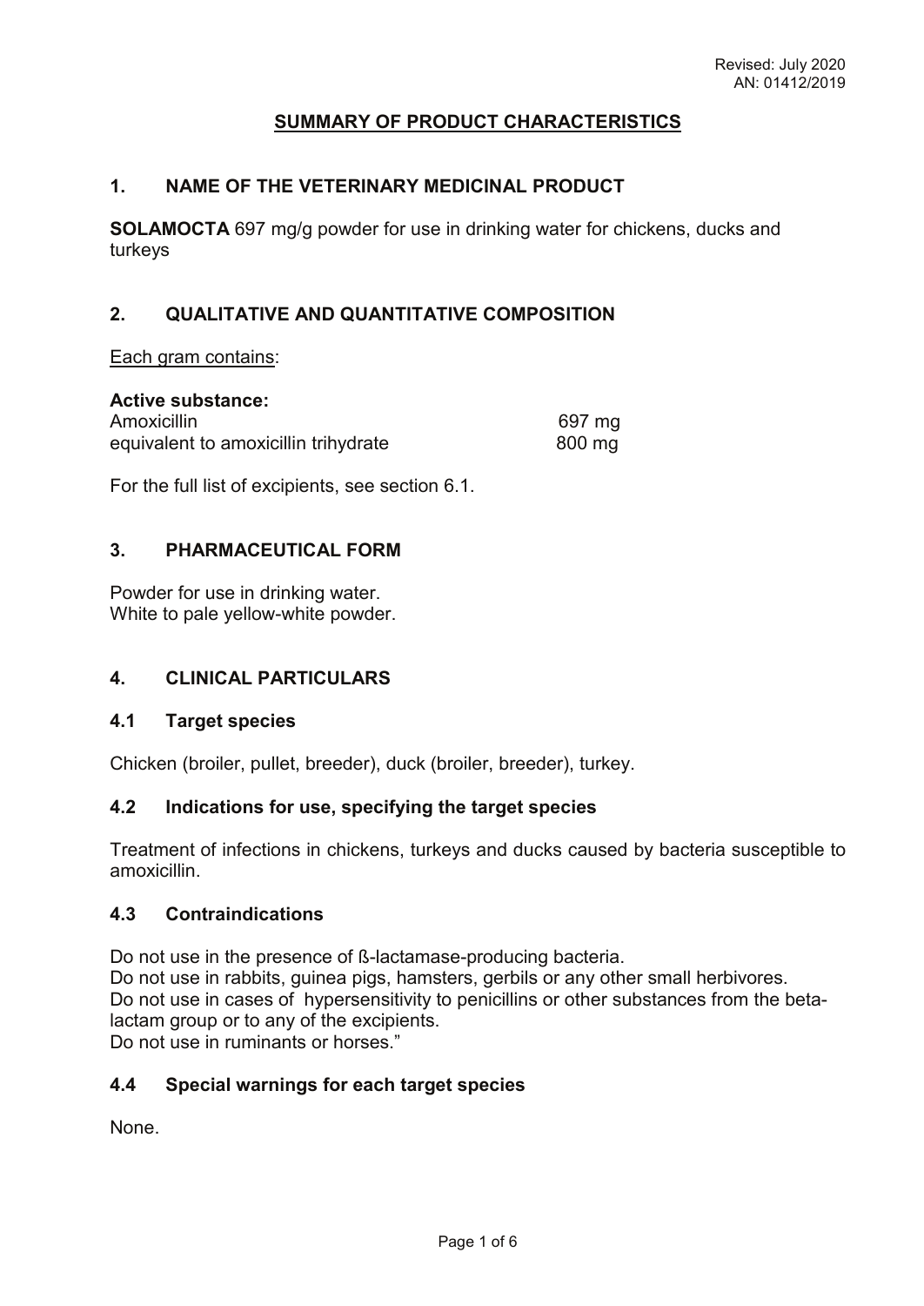Revised: July 2020
AN: 01412/2019

# SUMMARY OF PRODUCT CHARACTERISTICS

## 1. NAME OF THE VETERINARY MEDICINAL PRODUCT

**SOLAMOCTA** 697 mg/g powder for use in drinking water for chickens, ducks and turkeys

## 2. QUALITATIVE AND QUANTITATIVE COMPOSITION

Each gram contains:

**Active substance:**

| | |
|---|---|
| Amoxicillin | 697 mg |
| equivalent to amoxicillin trihydrate | 800 mg |

For the full list of excipients, see section 6.1.

## 3. PHARMACEUTICAL FORM

Powder for use in drinking water.
White to pale yellow-white powder.

## 4. CLINICAL PARTICULARS

### 4.1 Target species

Chicken (broiler, pullet, breeder), duck (broiler, breeder), turkey.

### 4.2 Indications for use, specifying the target species

Treatment of infections in chickens, turkeys and ducks caused by bacteria susceptible to amoxicillin.

### 4.3 Contraindications

Do not use in the presence of ß-lactamase-producing bacteria.
Do not use in rabbits, guinea pigs, hamsters, gerbils or any other small herbivores.
Do not use in cases of hypersensitivity to penicillins or other substances from the beta-lactam group or to any of the excipients.
Do not use in ruminants or horses."

### 4.4 Special warnings for each target species

None.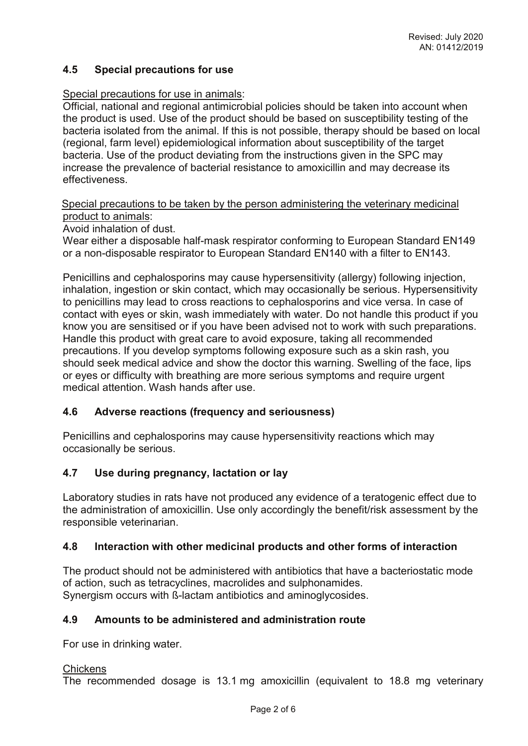## 4.5 Special precautions for use

Special precautions for use in animals:

Official, national and regional antimicrobial policies should be taken into account when the product is used. Use of the product should be based on susceptibility testing of the bacteria isolated from the animal. If this is not possible, therapy should be based on local (regional, farm level) epidemiological information about susceptibility of the target bacteria. Use of the product deviating from the instructions given in the SPC may increase the prevalence of bacterial resistance to amoxicillin and may decrease its effectiveness.

Special precautions to be taken by the person administering the veterinary medicinal product to animals:

Avoid inhalation of dust.

Wear either a disposable half-mask respirator conforming to European Standard EN149 or a non-disposable respirator to European Standard EN140 with a filter to EN143.

Penicillins and cephalosporins may cause hypersensitivity (allergy) following injection, inhalation, ingestion or skin contact, which may occasionally be serious. Hypersensitivity to penicillins may lead to cross reactions to cephalosporins and vice versa. In case of contact with eyes or skin, wash immediately with water. Do not handle this product if you know you are sensitised or if you have been advised not to work with such preparations. Handle this product with great care to avoid exposure, taking all recommended precautions. If you develop symptoms following exposure such as a skin rash, you should seek medical advice and show the doctor this warning. Swelling of the face, lips or eyes or difficulty with breathing are more serious symptoms and require urgent medical attention. Wash hands after use.

## 4.6 Adverse reactions (frequency and seriousness)

Penicillins and cephalosporins may cause hypersensitivity reactions which may occasionally be serious.

## 4.7 Use during pregnancy, lactation or lay

Laboratory studies in rats have not produced any evidence of a teratogenic effect due to the administration of amoxicillin. Use only accordingly the benefit/risk assessment by the responsible veterinarian.

## 4.8 Interaction with other medicinal products and other forms of interaction

The product should not be administered with antibiotics that have a bacteriostatic mode of action, such as tetracyclines, macrolides and sulphonamides.
Synergism occurs with ß-lactam antibiotics and aminoglycosides.

## 4.9 Amounts to be administered and administration route

For use in drinking water.

Chickens

The recommended dosage is 13.1 mg amoxicillin (equivalent to 18.8 mg veterinary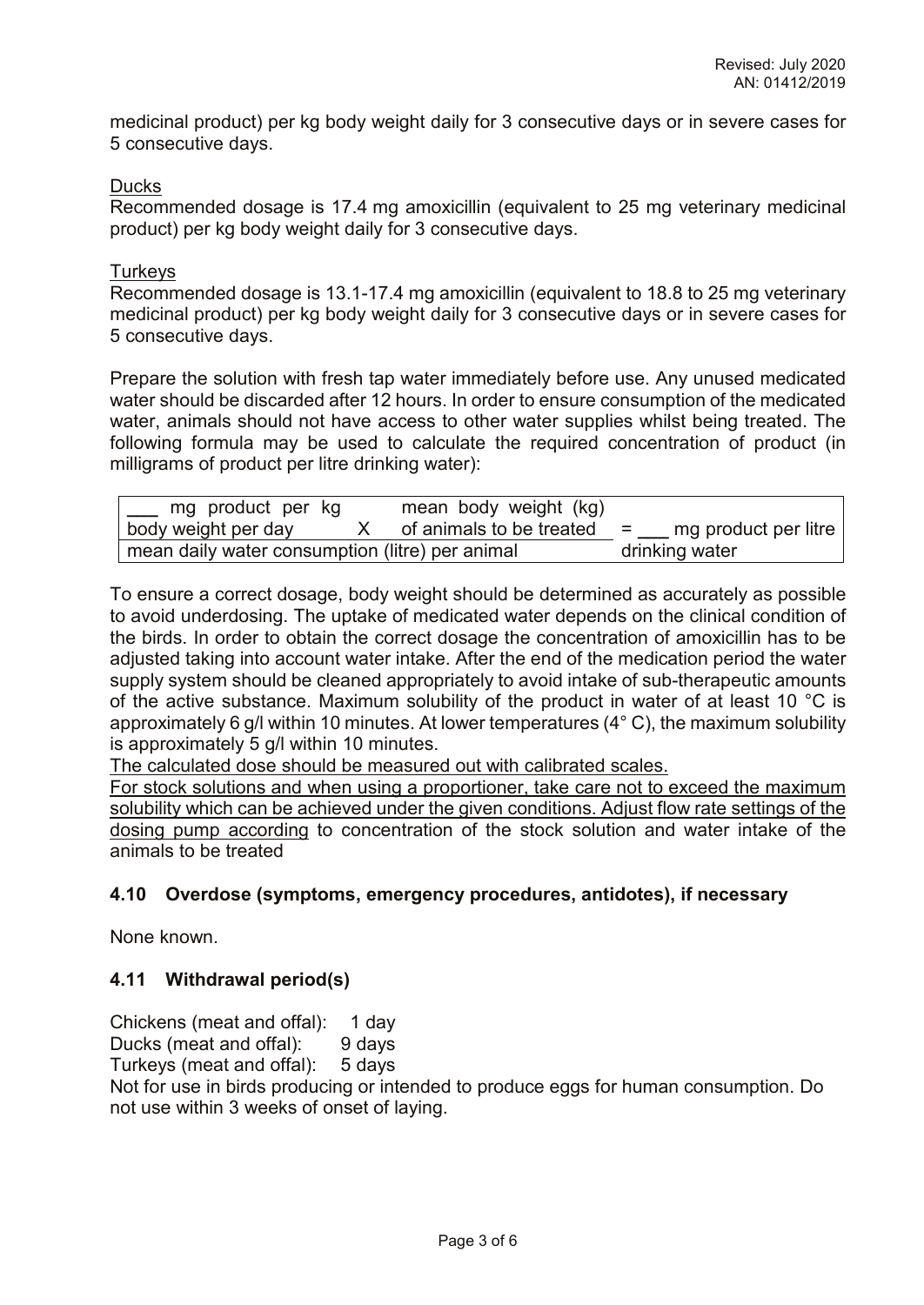medicinal product) per kg body weight daily for 3 consecutive days or in severe cases for 5 consecutive days.

Ducks

Recommended dosage is 17.4 mg amoxicillin (equivalent to 25 mg veterinary medicinal product) per kg body weight daily for 3 consecutive days.

Turkeys

Recommended dosage is 13.1-17.4 mg amoxicillin (equivalent to 18.8 to 25 mg veterinary medicinal product) per kg body weight daily for 3 consecutive days or in severe cases for 5 consecutive days.

Prepare the solution with fresh tap water immediately before use. Any unused medicated water should be discarded after 12 hours. In order to ensure consumption of the medicated water, animals should not have access to other water supplies whilst being treated. The following formula may be used to calculate the required concentration of product (in milligrams of product per litre drinking water):

| ___ mg product per kg body weight per day | X | mean body weight (kg) of animals to be treated | = ___ mg product per litre |
|---|---|---|---|
| mean daily water consumption (litre) per animal | | | drinking water |

To ensure a correct dosage, body weight should be determined as accurately as possible to avoid underdosing. The uptake of medicated water depends on the clinical condition of the birds. In order to obtain the correct dosage the concentration of amoxicillin has to be adjusted taking into account water intake. After the end of the medication period the water supply system should be cleaned appropriately to avoid intake of sub-therapeutic amounts of the active substance. Maximum solubility of the product in water of at least 10 °C is approximately 6 g/l within 10 minutes. At lower temperatures (4° C), the maximum solubility is approximately 5 g/l within 10 minutes.

The calculated dose should be measured out with calibrated scales.

For stock solutions and when using a proportioner, take care not to exceed the maximum solubility which can be achieved under the given conditions. Adjust flow rate settings of the dosing pump according to concentration of the stock solution and water intake of the animals to be treated

## 4.10 Overdose (symptoms, emergency procedures, antidotes), if necessary

None known.

## 4.11 Withdrawal period(s)

Chickens (meat and offal): 1 day
Ducks (meat and offal): 9 days
Turkeys (meat and offal): 5 days

Not for use in birds producing or intended to produce eggs for human consumption. Do not use within 3 weeks of onset of laying.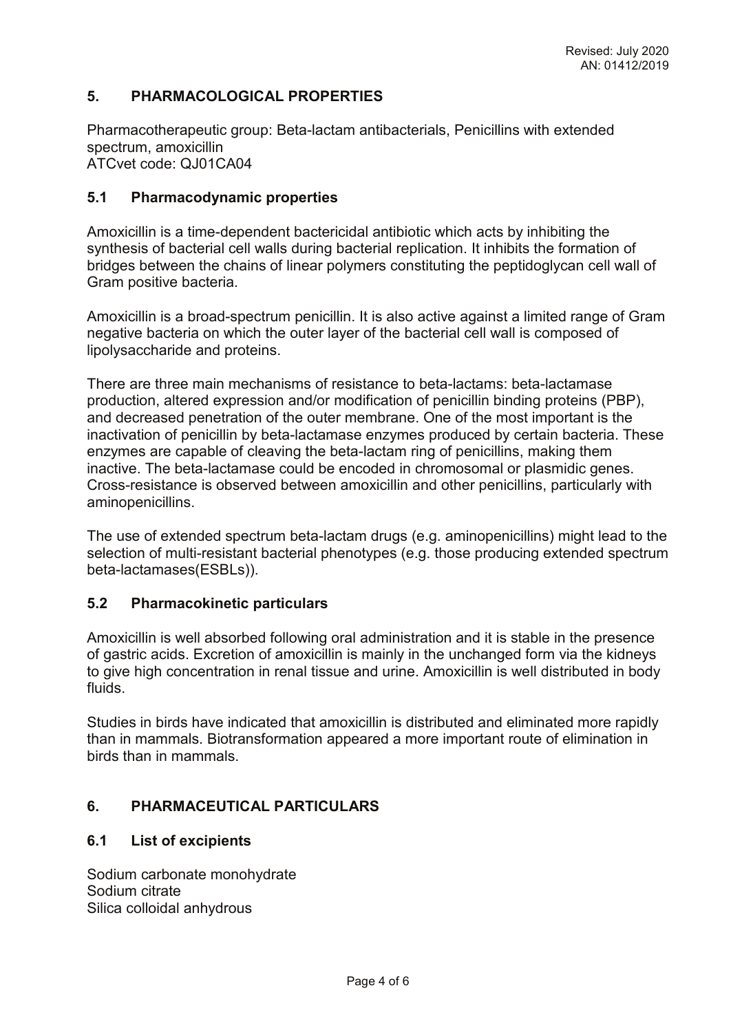## 5. PHARMACOLOGICAL PROPERTIES

Pharmacotherapeutic group: Beta-lactam antibacterials, Penicillins with extended spectrum, amoxicillin
ATCvet code: QJ01CA04

### 5.1 Pharmacodynamic properties

Amoxicillin is a time-dependent bactericidal antibiotic which acts by inhibiting the synthesis of bacterial cell walls during bacterial replication. It inhibits the formation of bridges between the chains of linear polymers constituting the peptidoglycan cell wall of Gram positive bacteria.

Amoxicillin is a broad-spectrum penicillin. It is also active against a limited range of Gram negative bacteria on which the outer layer of the bacterial cell wall is composed of lipolysaccharide and proteins.

There are three main mechanisms of resistance to beta-lactams: beta-lactamase production, altered expression and/or modification of penicillin binding proteins (PBP), and decreased penetration of the outer membrane. One of the most important is the inactivation of penicillin by beta-lactamase enzymes produced by certain bacteria. These enzymes are capable of cleaving the beta-lactam ring of penicillins, making them inactive. The beta-lactamase could be encoded in chromosomal or plasmidic genes. Cross-resistance is observed between amoxicillin and other penicillins, particularly with aminopenicillins.

The use of extended spectrum beta-lactam drugs (e.g. aminopenicillins) might lead to the selection of multi-resistant bacterial phenotypes (e.g. those producing extended spectrum beta-lactamases(ESBLs)).

### 5.2 Pharmacokinetic particulars

Amoxicillin is well absorbed following oral administration and it is stable in the presence of gastric acids. Excretion of amoxicillin is mainly in the unchanged form via the kidneys to give high concentration in renal tissue and urine. Amoxicillin is well distributed in body fluids.

Studies in birds have indicated that amoxicillin is distributed and eliminated more rapidly than in mammals. Biotransformation appeared a more important route of elimination in birds than in mammals.

## 6. PHARMACEUTICAL PARTICULARS

### 6.1 List of excipients

Sodium carbonate monohydrate
Sodium citrate
Silica colloidal anhydrous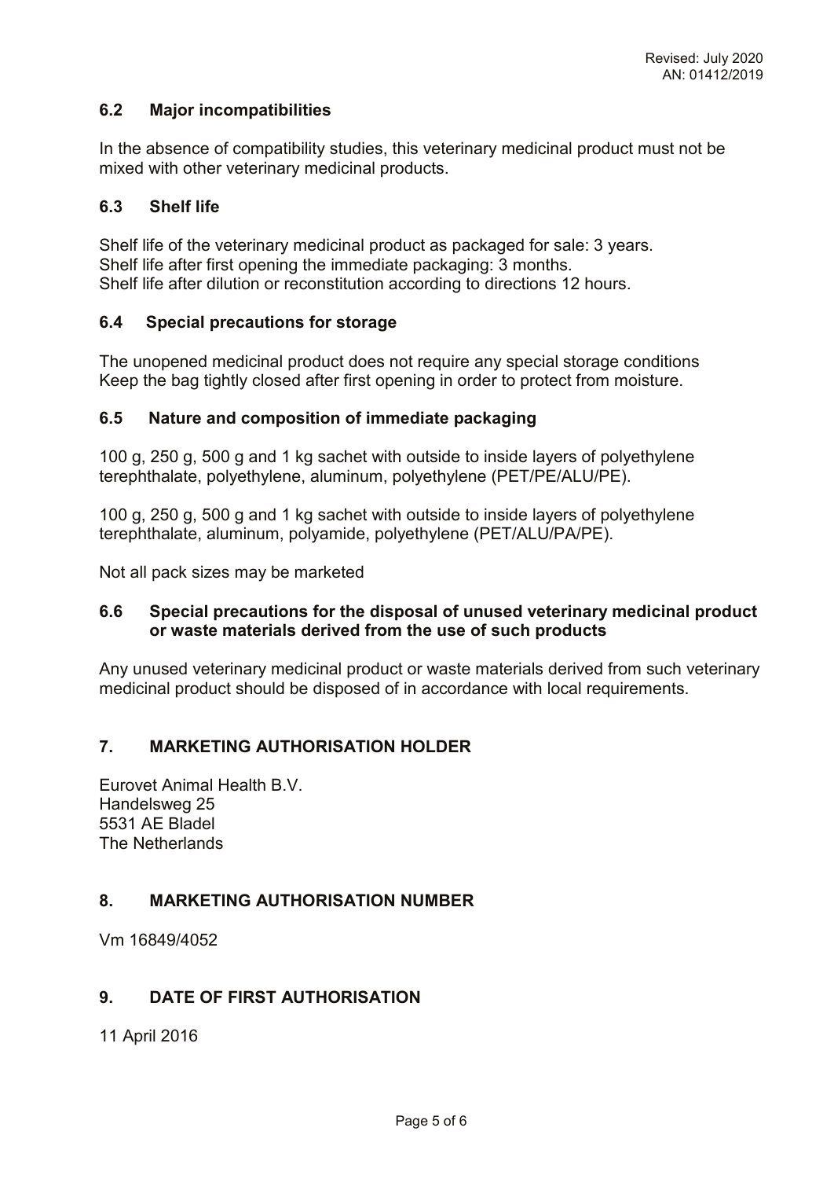### 6.2 Major incompatibilities

In the absence of compatibility studies, this veterinary medicinal product must not be mixed with other veterinary medicinal products.

### 6.3 Shelf life

Shelf life of the veterinary medicinal product as packaged for sale: 3 years.
Shelf life after first opening the immediate packaging: 3 months.
Shelf life after dilution or reconstitution according to directions 12 hours.

### 6.4 Special precautions for storage

The unopened medicinal product does not require any special storage conditions
Keep the bag tightly closed after first opening in order to protect from moisture.

### 6.5 Nature and composition of immediate packaging

100 g, 250 g, 500 g and 1 kg sachet with outside to inside layers of polyethylene terephthalate, polyethylene, aluminum, polyethylene (PET/PE/ALU/PE).

100 g, 250 g, 500 g and 1 kg sachet with outside to inside layers of polyethylene terephthalate, aluminum, polyamide, polyethylene (PET/ALU/PA/PE).

Not all pack sizes may be marketed

### 6.6 Special precautions for the disposal of unused veterinary medicinal product or waste materials derived from the use of such products

Any unused veterinary medicinal product or waste materials derived from such veterinary medicinal product should be disposed of in accordance with local requirements.

## 7. MARKETING AUTHORISATION HOLDER

Eurovet Animal Health B.V.
Handelsweg 25
5531 AE Bladel
The Netherlands

## 8. MARKETING AUTHORISATION NUMBER

Vm 16849/4052

## 9. DATE OF FIRST AUTHORISATION

11 April 2016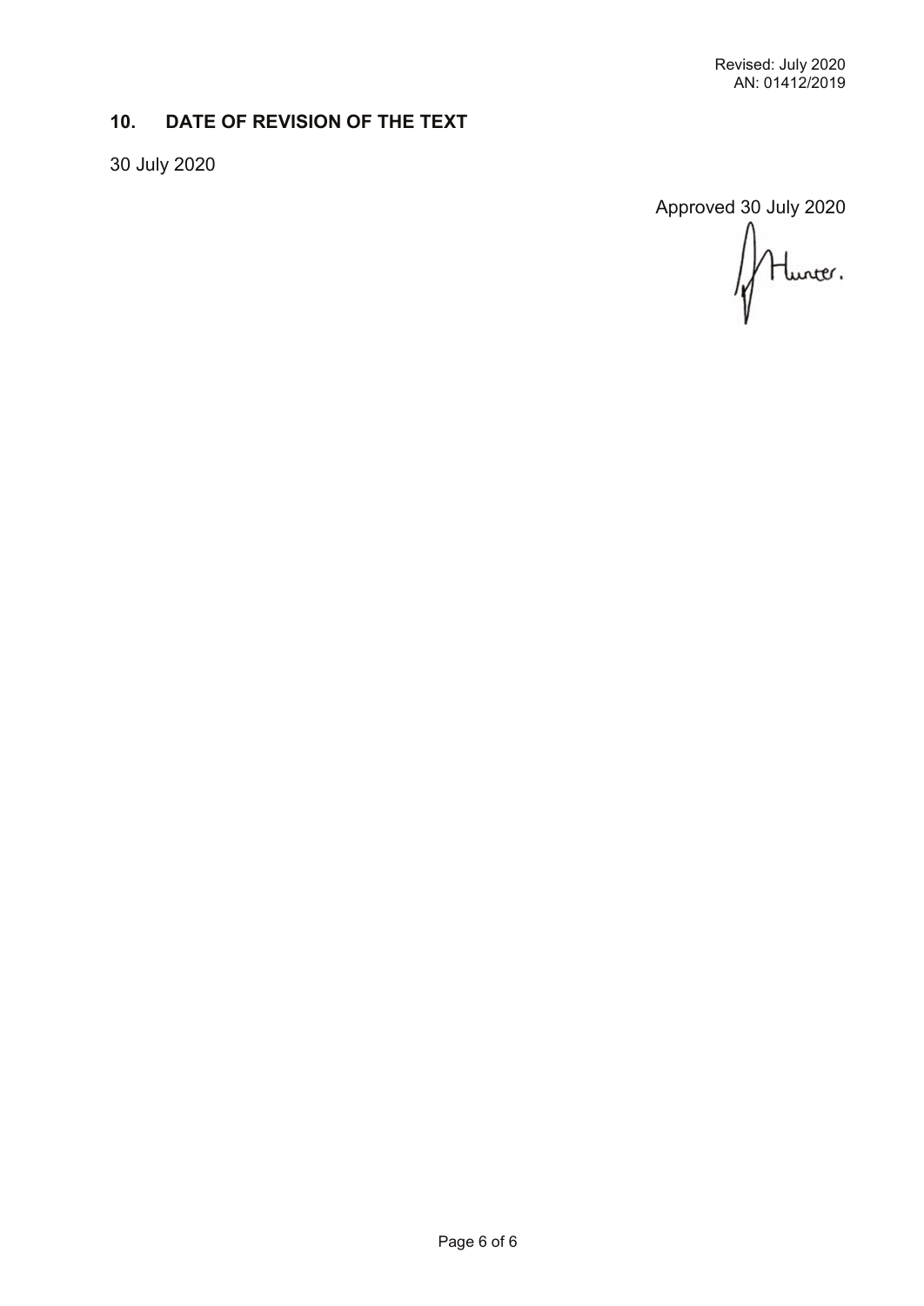## 10. DATE OF REVISION OF THE TEXT

30 July 2020

Approved 30 July 2020